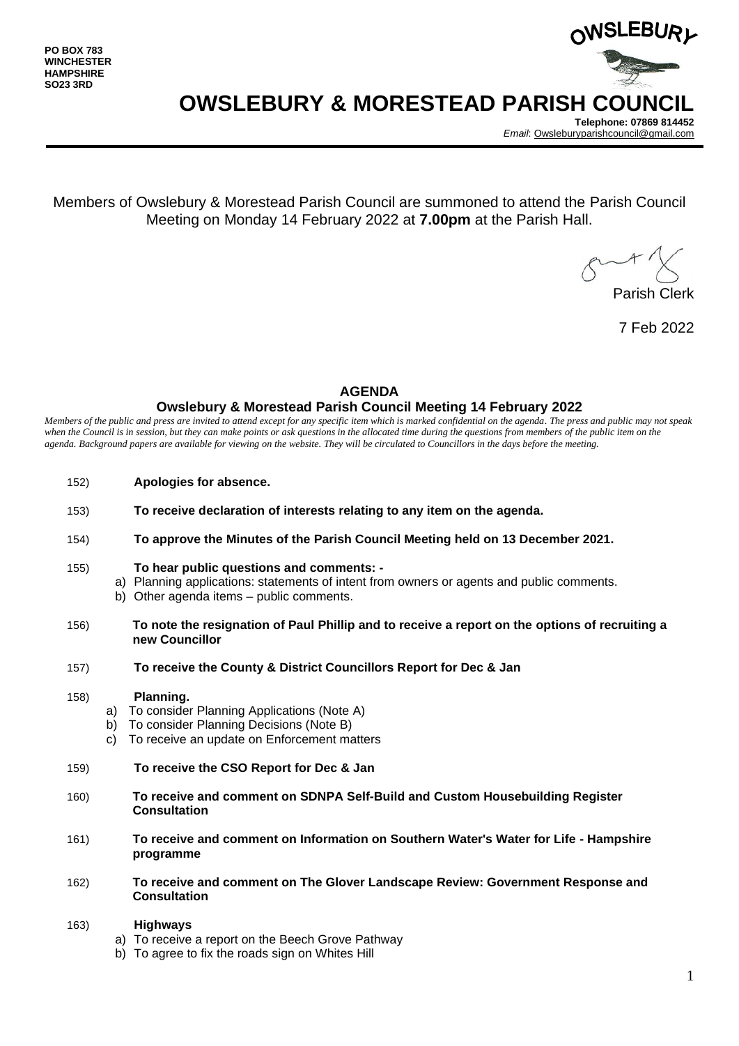**PO BOX 783**
**WINCHESTER**
**HAMPSHIRE**
**SO23 3RD**

OWSLEBURY

# OWSLEBURY & MORESTEAD PARISH COUNCIL

**Telephone: 07869 814452**
*Email*: Owsleburyparishcouncil@gmail.com

Members of Owslebury & Morestead Parish Council are summoned to attend the Parish Council Meeting on Monday 14 February 2022 at **7.00pm** at the Parish Hall.

Parish Clerk

7 Feb 2022

## AGENDA

### Owslebury & Morestead Parish Council Meeting 14 February 2022

*Members of the public and press are invited to attend except for any specific item which is marked confidential on the agenda. The press and public may not speak when the Council is in session, but they can make points or ask questions in the allocated time during the questions from members of the public item on the agenda. Background papers are available for viewing on the website. They will be circulated to Councillors in the days before the meeting.*

152) **Apologies for absence.**

153) **To receive declaration of interests relating to any item on the agenda.**

154) **To approve the Minutes of the Parish Council Meeting held on 13 December 2021.**

155) **To hear public questions and comments: -**
   a) Planning applications: statements of intent from owners or agents and public comments.
   b) Other agenda items – public comments.

156) **To note the resignation of Paul Phillip and to receive a report on the options of recruiting a new Councillor**

157) **To receive the County & District Councillors Report for Dec & Jan**

158) **Planning.**
   a) To consider Planning Applications (Note A)
   b) To consider Planning Decisions (Note B)
   c) To receive an update on Enforcement matters

159) **To receive the CSO Report for Dec & Jan**

160) **To receive and comment on SDNPA Self-Build and Custom Housebuilding Register Consultation**

161) **To receive and comment on Information on Southern Water's Water for Life - Hampshire programme**

162) **To receive and comment on The Glover Landscape Review: Government Response and Consultation**

163) **Highways**
   a) To receive a report on the Beech Grove Pathway
   b) To agree to fix the roads sign on Whites Hill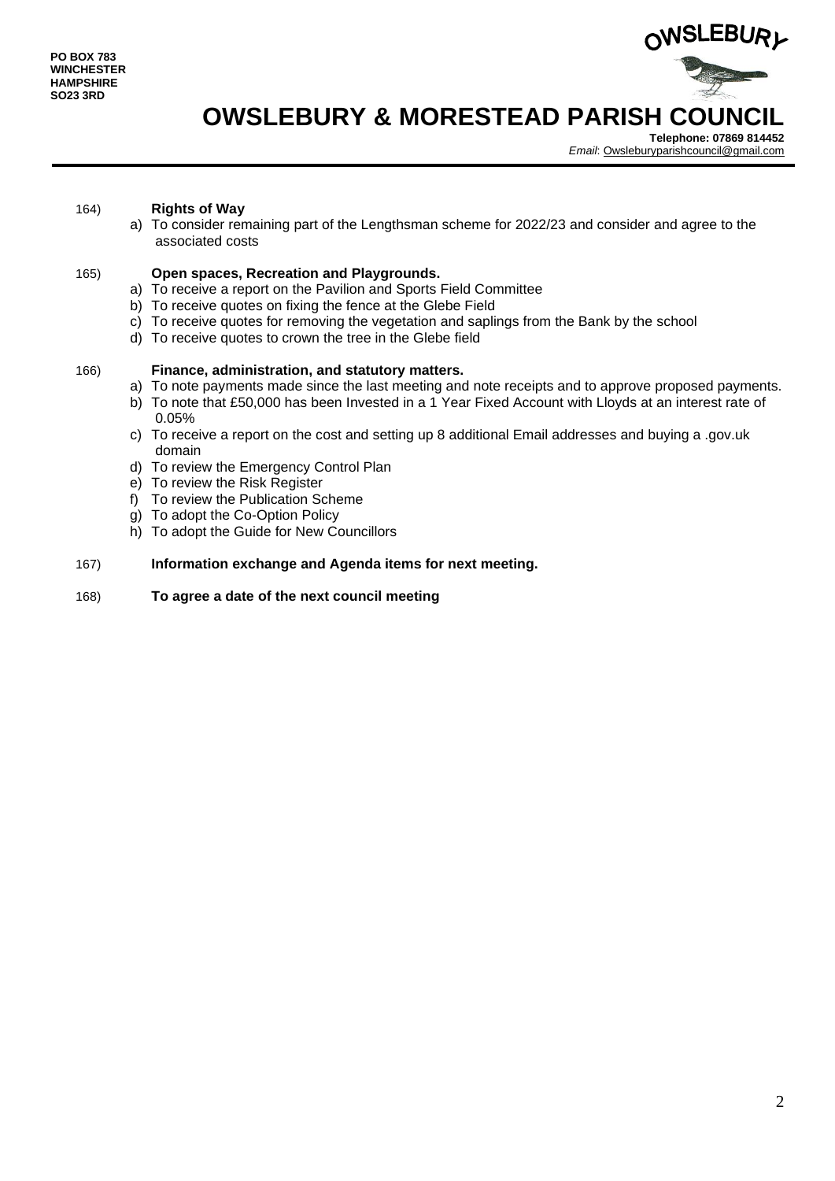PO BOX 783
WINCHESTER
HAMPSHIRE
SO23 3RD

OWSLEBURY

# OWSLEBURY & MORESTEAD PARISH COUNCIL

**Telephone: 07869 814452**
*Email*: Owsleburyparishcouncil@gmail.com

---

164) **Rights of Way**

a) To consider remaining part of the Lengthsman scheme for 2022/23 and consider and agree to the associated costs

165) **Open spaces, Recreation and Playgrounds.**

a) To receive a report on the Pavilion and Sports Field Committee
b) To receive quotes on fixing the fence at the Glebe Field
c) To receive quotes for removing the vegetation and saplings from the Bank by the school
d) To receive quotes to crown the tree in the Glebe field

166) **Finance, administration, and statutory matters.**

a) To note payments made since the last meeting and note receipts and to approve proposed payments.
b) To note that £50,000 has been Invested in a 1 Year Fixed Account with Lloyds at an interest rate of 0.05%
c) To receive a report on the cost and setting up 8 additional Email addresses and buying a .gov.uk domain
d) To review the Emergency Control Plan
e) To review the Risk Register
f) To review the Publication Scheme
g) To adopt the Co-Option Policy
h) To adopt the Guide for New Councillors

167) **Information exchange and Agenda items for next meeting.**

168) **To agree a date of the next council meeting**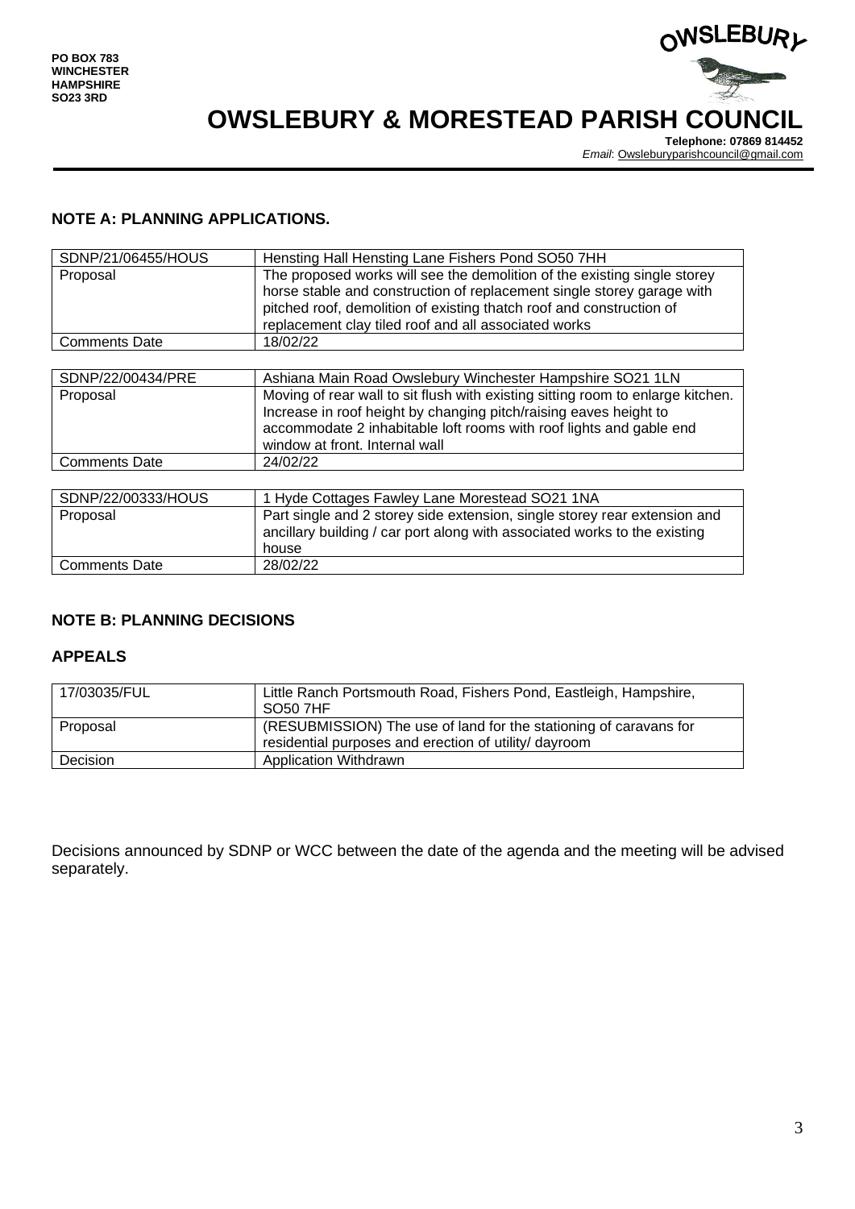PO BOX 783
WINCHESTER
HAMPSHIRE
SO23 3RD

OWSLEBURY

# OWSLEBURY & MORESTEAD PARISH COUNCIL

**Telephone: 07869 814452**
*Email*: Owsleburyparishcouncil@gmail.com

### NOTE A: PLANNING APPLICATIONS.

| | |
|---|---|
| SDNP/21/06455/HOUS | Hensting Hall Hensting Lane Fishers Pond SO50 7HH |
| Proposal | The proposed works will see the demolition of the existing single storey horse stable and construction of replacement single storey garage with pitched roof, demolition of existing thatch roof and construction of replacement clay tiled roof and all associated works |
| Comments Date | 18/02/22 |

| | |
|---|---|
| SDNP/22/00434/PRE | Ashiana Main Road Owslebury Winchester Hampshire SO21 1LN |
| Proposal | Moving of rear wall to sit flush with existing sitting room to enlarge kitchen. Increase in roof height by changing pitch/raising eaves height to accommodate 2 inhabitable loft rooms with roof lights and gable end window at front. Internal wall |
| Comments Date | 24/02/22 |

| | |
|---|---|
| SDNP/22/00333/HOUS | 1 Hyde Cottages Fawley Lane Morestead SO21 1NA |
| Proposal | Part single and 2 storey side extension, single storey rear extension and ancillary building / car port along with associated works to the existing house |
| Comments Date | 28/02/22 |

### NOTE B: PLANNING DECISIONS

### APPEALS

| | |
|---|---|
| 17/03035/FUL | Little Ranch Portsmouth Road, Fishers Pond, Eastleigh, Hampshire, SO50 7HF |
| Proposal | (RESUBMISSION) The use of land for the stationing of caravans for residential purposes and erection of utility/ dayroom |
| Decision | Application Withdrawn |

Decisions announced by SDNP or WCC between the date of the agenda and the meeting will be advised separately.